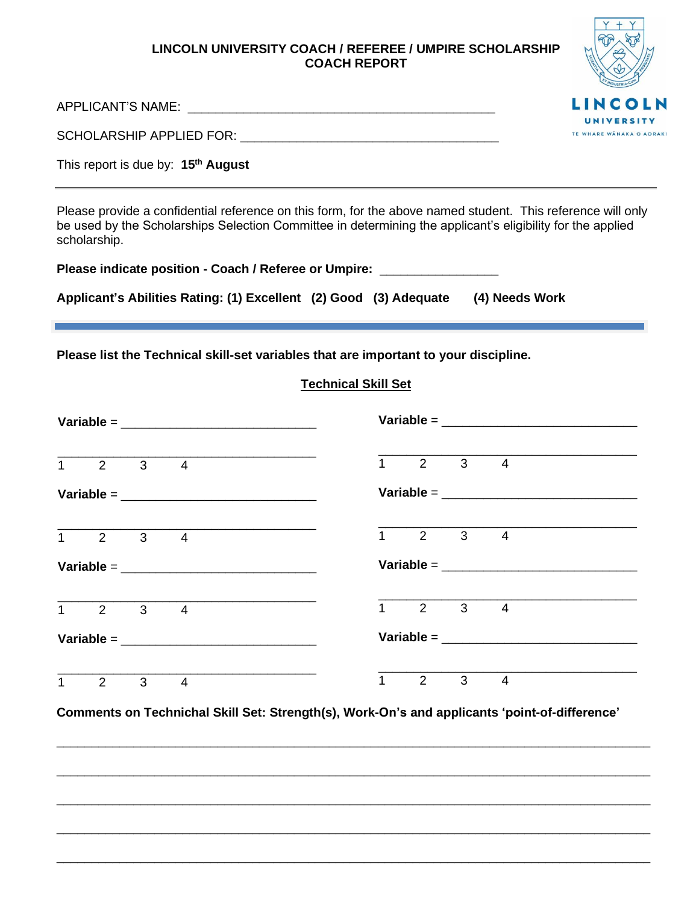# LINCOLN UNIVERSITY COACH / REFEREE / UMPIRE SCHOLARSHIP
## COACH REPORT

APPLICANT'S NAME: ____________________________________________

SCHOLARSHIP APPLIED FOR: ____________________________________

This report is due by: **15th August**

---

Please provide a confidential reference on this form, for the above named student. This reference will only be used by the Scholarships Selection Committee in determining the applicant's eligibility for the applied scholarship.

**Please indicate position - Coach / Referee or Umpire:** ________________

**Applicant's Abilities Rating: (1) Excellent (2) Good (3) Adequate (4) Needs Work**

---

**Please list the Technical skill-set variables that are important to your discipline.**

**Technical Skill Set**

**Variable** = ____________________________

____________________________________

1 2 3 4

**Variable** = ____________________________

____________________________________

1 2 3 4

**Variable** = ____________________________

____________________________________

1 2 3 4

**Variable** = ____________________________

____________________________________

1 2 3 4

**Variable** = ____________________________

____________________________________

1 2 3 4

**Variable** = ____________________________

____________________________________

1 2 3 4

**Variable** = ____________________________

____________________________________

1 2 3 4

**Variable** = ____________________________

____________________________________

1 2 3 4

**Comments on Technichal Skill Set: Strength(s), Work-On's and applicants 'point-of-difference'**

______________________________________________________________________________

______________________________________________________________________________

______________________________________________________________________________

______________________________________________________________________________

______________________________________________________________________________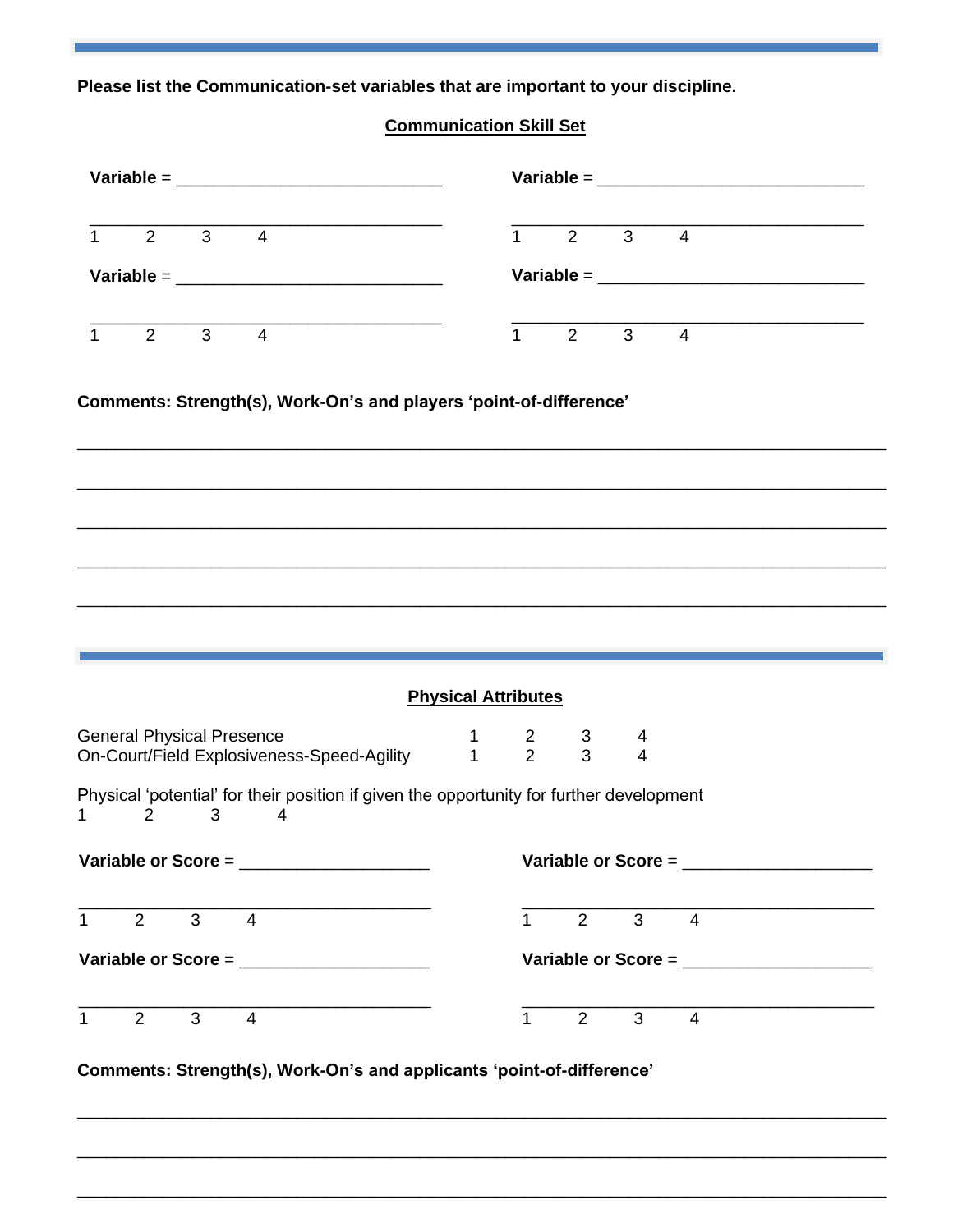**Please list the Communication-set variables that are important to your discipline.**

**Communication Skill Set**

**Variable** = ____________________________

____________________________________

1 2 3 4

**Variable** = ____________________________

____________________________________

1 2 3 4

**Variable** = ____________________________

____________________________________

1 2 3 4

**Variable** = ____________________________

____________________________________

1 2 3 4

**Comments: Strength(s), Work-On's and players 'point-of-difference'**

______________________________________________________________________________

______________________________________________________________________________

______________________________________________________________________________

______________________________________________________________________________

______________________________________________________________________________

---

**Physical Attributes**

| | | | | |
|---|---|---|---|---|
| General Physical Presence | 1 | 2 | 3 | 4 |
| On-Court/Field Explosiveness-Speed-Agility | 1 | 2 | 3 | 4 |

Physical 'potential' for their position if given the opportunity for further development

1 2 3 4

**Variable or Score** = ____________________

____________________________________

1 2 3 4

**Variable or Score** = ____________________

____________________________________

1 2 3 4

**Variable or Score** = ____________________

____________________________________

1 2 3 4

**Variable or Score** = ____________________

____________________________________

1 2 3 4

**Comments: Strength(s), Work-On's and applicants 'point-of-difference'**

______________________________________________________________________________

______________________________________________________________________________

______________________________________________________________________________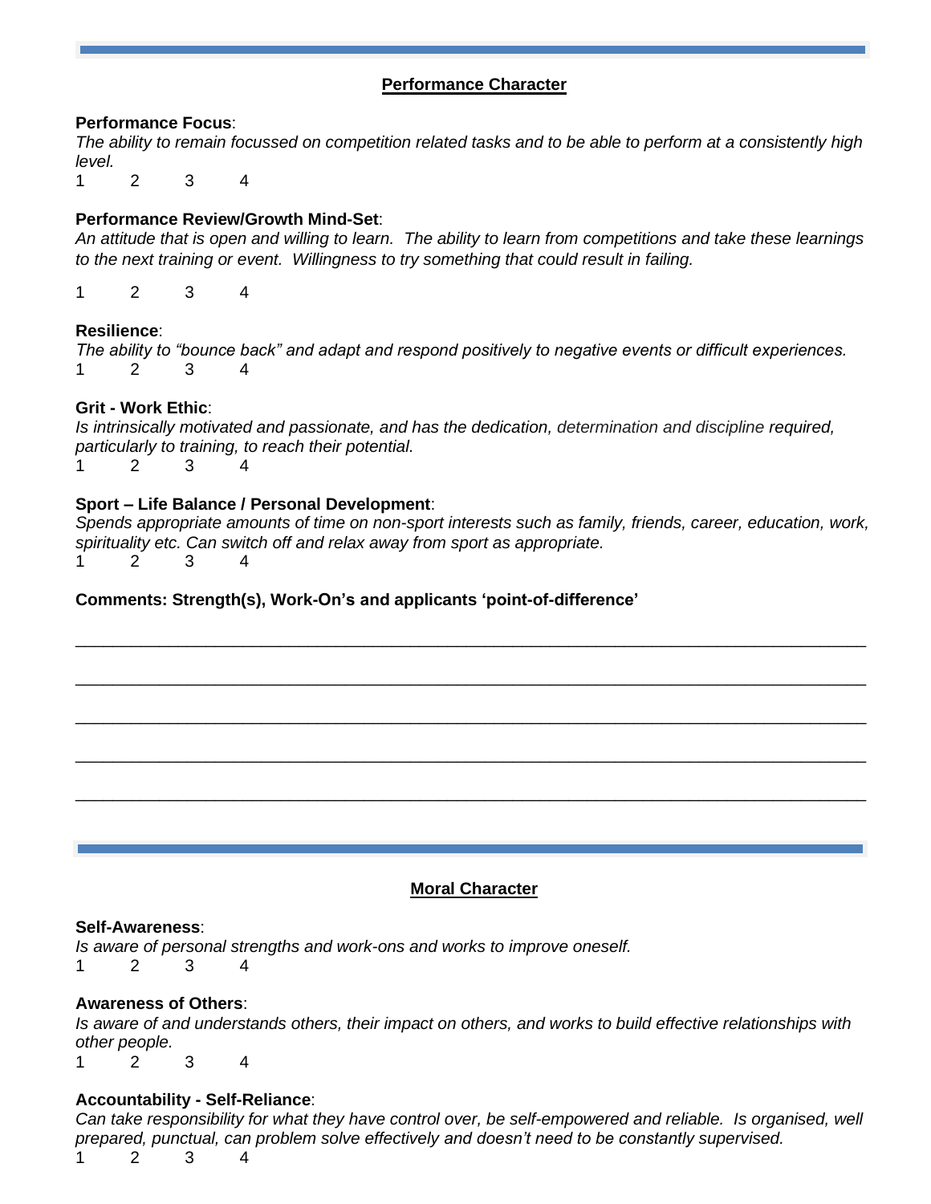---

## Performance Character

**Performance Focus**:
*The ability to remain focussed on competition related tasks and to be able to perform at a consistently high level.*
1 2 3 4

**Performance Review/Growth Mind-Set**:
*An attitude that is open and willing to learn. The ability to learn from competitions and take these learnings to the next training or event. Willingness to try something that could result in failing.*

1 2 3 4

**Resilience**:
*The ability to "bounce back" and adapt and respond positively to negative events or difficult experiences.*
1 2 3 4

**Grit - Work Ethic**:
*Is intrinsically motivated and passionate, and has the dedication, determination and discipline required, particularly to training, to reach their potential.*
1 2 3 4

**Sport – Life Balance / Personal Development**:
*Spends appropriate amounts of time on non-sport interests such as family, friends, career, education, work, spirituality etc. Can switch off and relax away from sport as appropriate.*
1 2 3 4

**Comments: Strength(s), Work-On's and applicants 'point-of-difference'**

______________________________________________________________________________

______________________________________________________________________________

______________________________________________________________________________

______________________________________________________________________________

______________________________________________________________________________

---

## Moral Character

**Self-Awareness**:
*Is aware of personal strengths and work-ons and works to improve oneself.*
1 2 3 4

**Awareness of Others**:
*Is aware of and understands others, their impact on others, and works to build effective relationships with other people.*
1 2 3 4

**Accountability - Self-Reliance**:
*Can take responsibility for what they have control over, be self-empowered and reliable. Is organised, well prepared, punctual, can problem solve effectively and doesn't need to be constantly supervised.*
1 2 3 4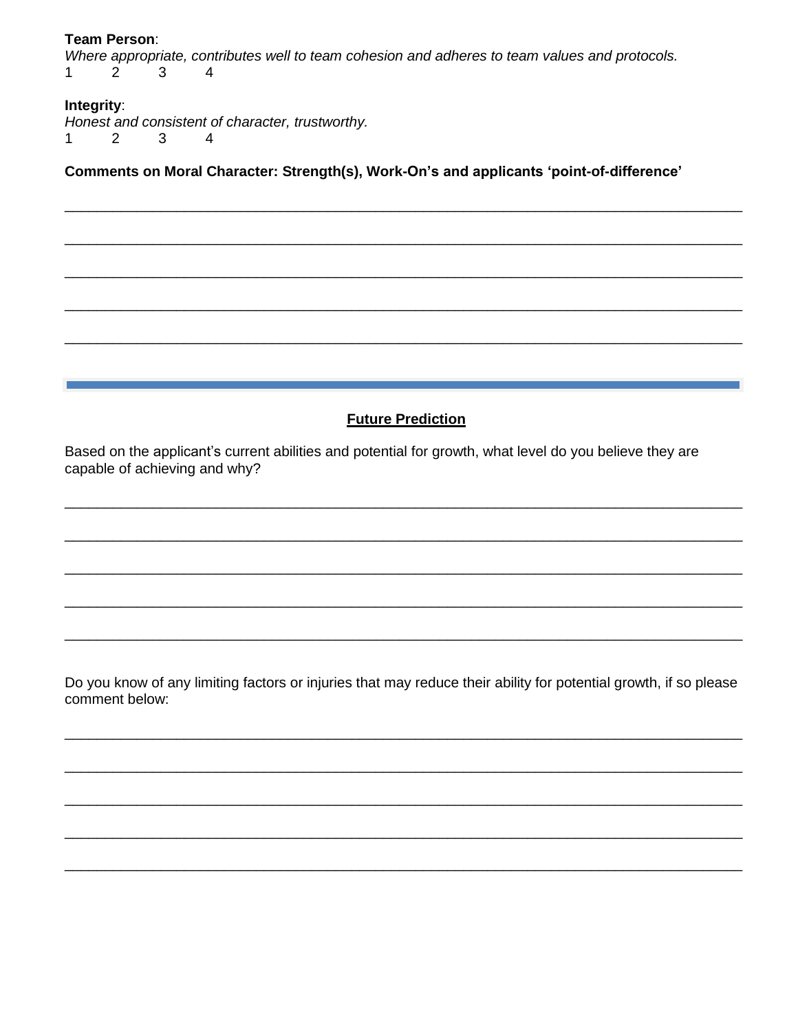**Team Person**:
*Where appropriate, contributes well to team cohesion and adheres to team values and protocols.*
1 2 3 4

**Integrity**:
*Honest and consistent of character, trustworthy.*
1 2 3 4

**Comments on Moral Character: Strength(s), Work-On's and applicants 'point-of-difference'**

______________________________________________________________________________

______________________________________________________________________________

______________________________________________________________________________

______________________________________________________________________________

______________________________________________________________________________

---

## Future Prediction

Based on the applicant's current abilities and potential for growth, what level do you believe they are capable of achieving and why?

______________________________________________________________________________

______________________________________________________________________________

______________________________________________________________________________

______________________________________________________________________________

______________________________________________________________________________

Do you know of any limiting factors or injuries that may reduce their ability for potential growth, if so please comment below:

______________________________________________________________________________

______________________________________________________________________________

______________________________________________________________________________

______________________________________________________________________________

______________________________________________________________________________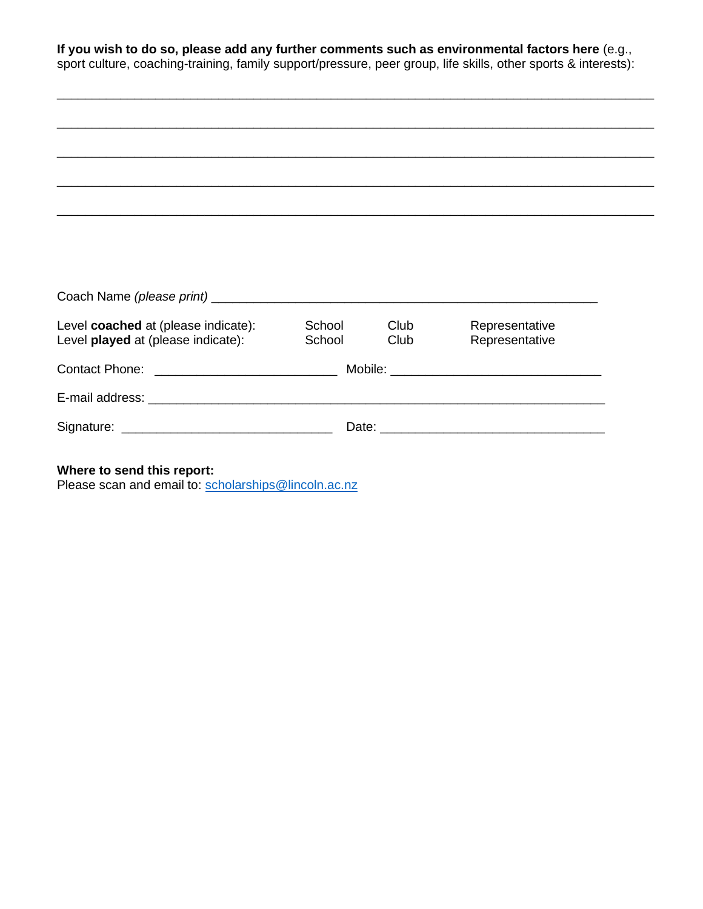**If you wish to do so, please add any further comments such as environmental factors here** (e.g., sport culture, coaching-training, family support/pressure, peer group, life skills, other sports & interests):

______________________________________________________________________________

______________________________________________________________________________

______________________________________________________________________________

______________________________________________________________________________

______________________________________________________________________________

Coach Name *(please print)* ______________________________________________________

| | | | |
|---|---|---|---|
| Level **coached** at (please indicate): | School | Club | Representative |
| Level **played** at (please indicate): | School | Club | Representative |

Contact Phone: _________________________ Mobile: _____________________________

E-mail address: _______________________________________________________________

Signature: _____________________________ Date: _______________________________

**Where to send this report:**
Please scan and email to: scholarships@lincoln.ac.nz